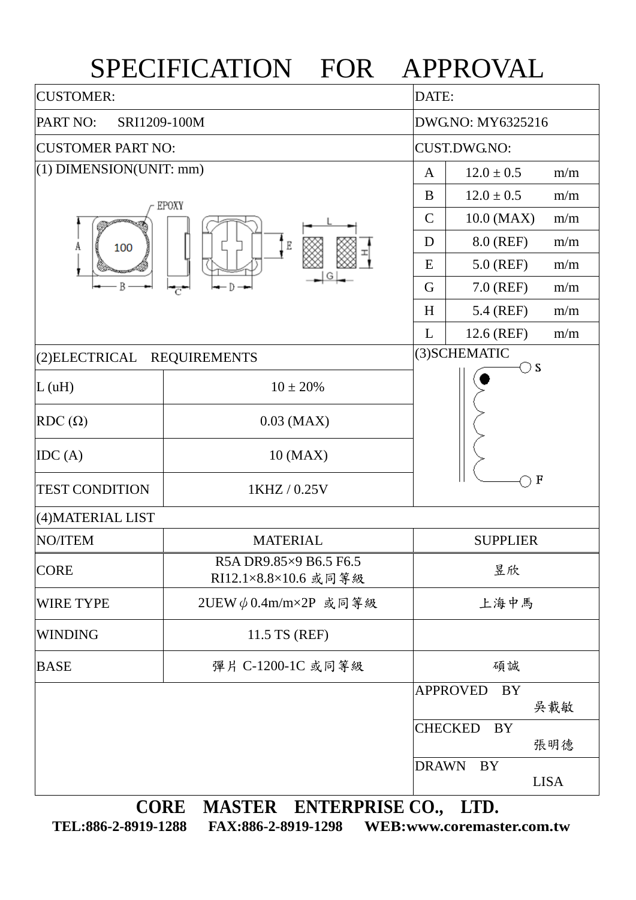# SPECIFICATION FOR APPROVAL

| | |
|---|---|
| CUSTOMER: | DATE: |
| PART NO: SRI1209-100M | DWG.NO: MY6325216 |
| CUSTOMER PART NO: | CUST.DWG.NO: |

(1) DIMENSION(UNIT: mm)

| | | |
|---|---|---|
| A | 12.0 ± 0.5 | m/m |
| B | 12.0 ± 0.5 | m/m |
| C | 10.0 (MAX) | m/m |
| D | 8.0 (REF) | m/m |
| E | 5.0 (REF) | m/m |
| G | 7.0 (REF) | m/m |
| H | 5.4 (REF) | m/m |
| L | 12.6 (REF) | m/m |

(2)ELECTRICAL REQUIREMENTS

| | |
|---|---|
| L (uH) | 10 ± 20% |
| RDC (Ω) | 0.03 (MAX) |
| IDC (A) | 10 (MAX) |
| TEST CONDITION | 1KHZ / 0.25V |

(3)SCHEMATIC

S

F

(4)MATERIAL LIST

| NO/ITEM | MATERIAL | SUPPLIER |
|---|---|---|
| CORE | R5A DR9.85×9 B6.5 F6.5<br>RI12.1×8.8×10.6 或同等級 | 昱欣 |
| WIRE TYPE | 2UEW $\phi$0.4m/m×2P 或同等級 | 上海中馬 |
| WINDING | 11.5 TS (REF) | |
| BASE | 彈片 C-1200-1C 或同等級 | 碩誠 |

| | |
|---|---|
| APPROVED BY | 吳載敏 |
| CHECKED BY | 張明德 |
| DRAWN BY | LISA |

**CORE MASTER ENTERPRISE CO., LTD.**

**TEL:886-2-8919-1288 FAX:886-2-8919-1298 WEB:www.coremaster.com.tw**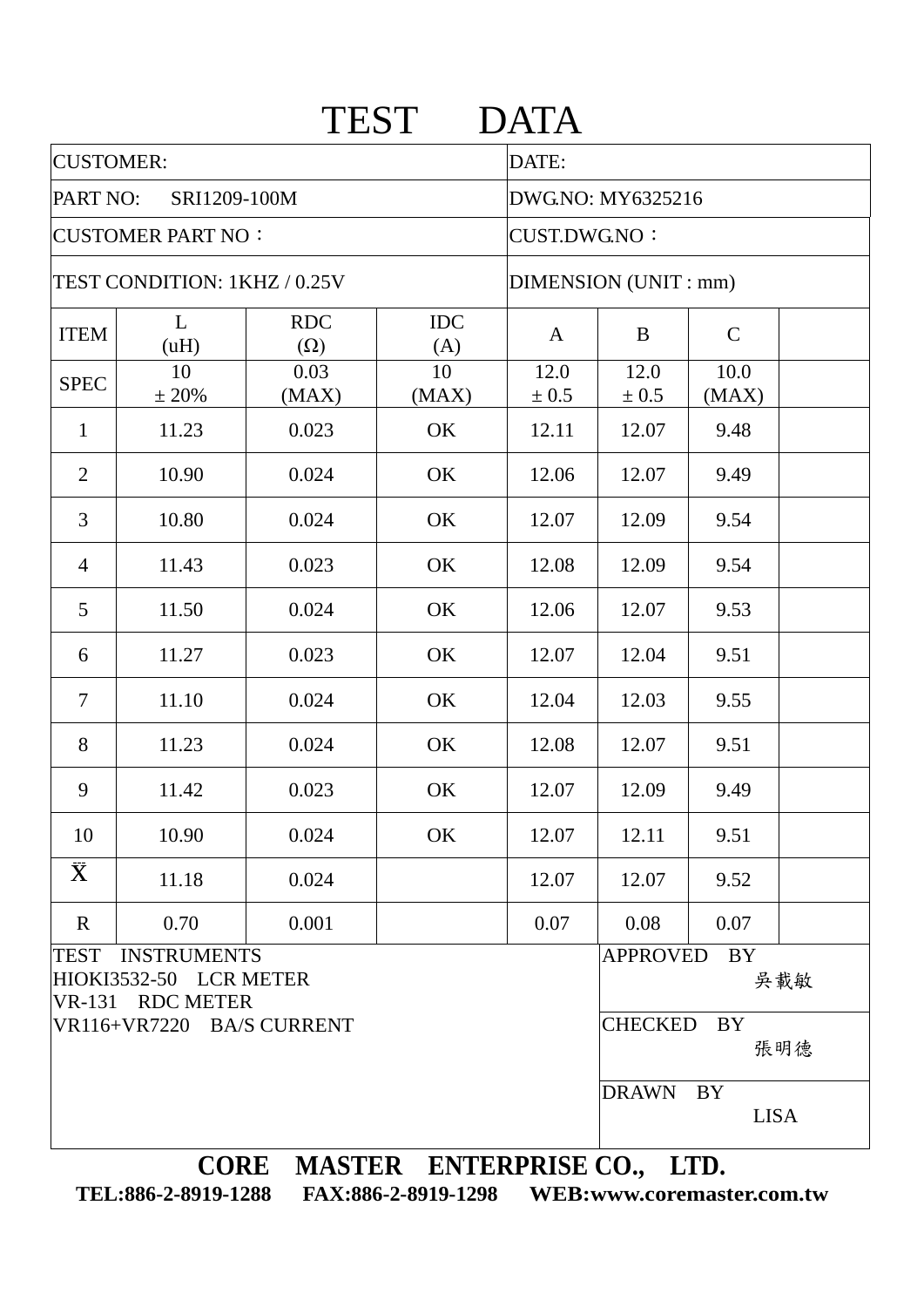# TEST DATA

| CUSTOMER: | | | | DATE: | | | |
|---|---|---|---|---|---|---|---|
| PART NO: SRI1209-100M | | | | DWG.NO: MY6325216 | | | |
| CUSTOMER PART NO： | | | | CUST.DWG.NO： | | | |
| TEST CONDITION: 1KHZ / 0.25V | | | | DIMENSION (UNIT : mm) | | | |
| ITEM | L (uH) | RDC (Ω) | IDC (A) | A | B | C | |
| SPEC | 10 ± 20% | 0.03 (MAX) | 10 (MAX) | 12.0 ± 0.5 | 12.0 ± 0.5 | 10.0 (MAX) | |
| 1 | 11.23 | 0.023 | OK | 12.11 | 12.07 | 9.48 | |
| 2 | 10.90 | 0.024 | OK | 12.06 | 12.07 | 9.49 | |
| 3 | 10.80 | 0.024 | OK | 12.07 | 12.09 | 9.54 | |
| 4 | 11.43 | 0.023 | OK | 12.08 | 12.09 | 9.54 | |
| 5 | 11.50 | 0.024 | OK | 12.06 | 12.07 | 9.53 | |
| 6 | 11.27 | 0.023 | OK | 12.07 | 12.04 | 9.51 | |
| 7 | 11.10 | 0.024 | OK | 12.04 | 12.03 | 9.55 | |
| 8 | 11.23 | 0.024 | OK | 12.08 | 12.07 | 9.51 | |
| 9 | 11.42 | 0.023 | OK | 12.07 | 12.09 | 9.49 | |
| 10 | 10.90 | 0.024 | OK | 12.07 | 12.11 | 9.51 | |
| $\bar{\bar{X}}$ | 11.18 | 0.024 | | 12.07 | 12.07 | 9.52 | |
| R | 0.70 | 0.001 | | 0.07 | 0.08 | 0.07 | |

| TEST INSTRUMENTS | |
|---|---|
| HIOKI3532-50 LCR METER<br>VR-131 RDC METER<br>VR116+VR7220 BA/S CURRENT | APPROVED BY 吳載敏 |
| | CHECKED BY 張明德 |
| | DRAWN BY LISA |

**CORE MASTER ENTERPRISE CO., LTD.**

**TEL:886-2-8919-1288 FAX:886-2-8919-1298 WEB:www.coremaster.com.tw**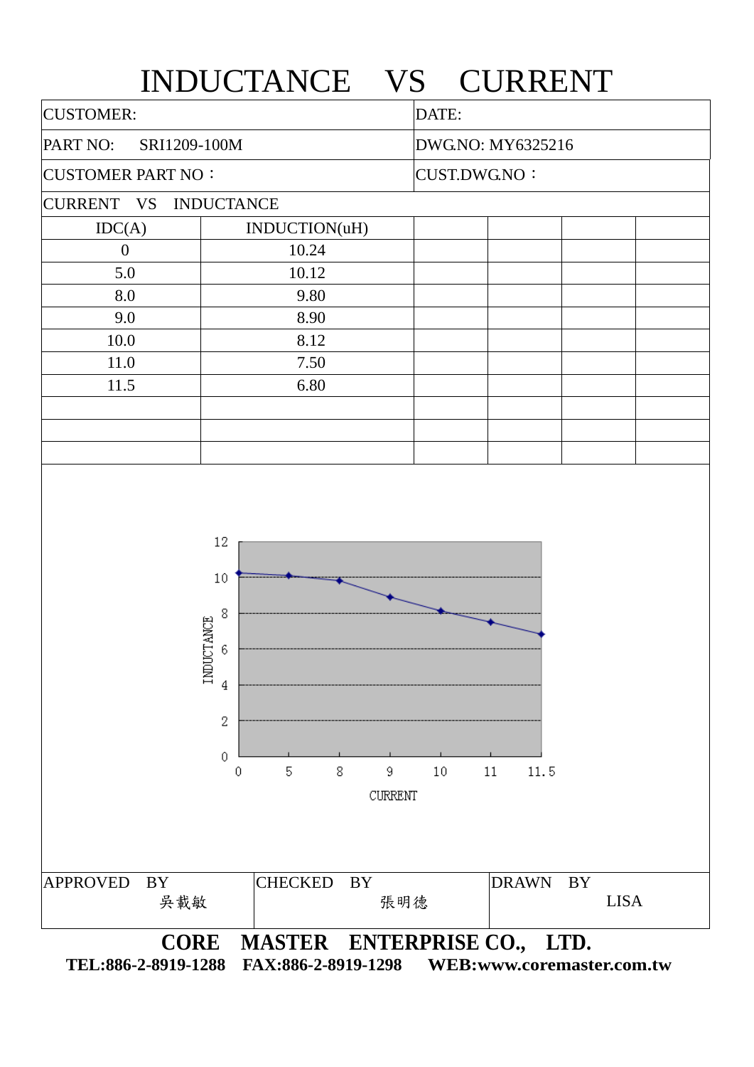# INDUCTANCE VS CURRENT

| | |
|---|---|
| CUSTOMER: | DATE: |
| PART NO: SRI1209-100M | DWG.NO: MY6325216 |
| CUSTOMER PART NO： | CUST.DWG.NO： |

CURRENT VS INDUCTANCE

| IDC(A) | INDUCTION(uH) | | | | |
|---|---|---|---|---|---|
| 0 | 10.24 | | | | |
| 5.0 | 10.12 | | | | |
| 8.0 | 9.80 | | | | |
| 9.0 | 8.90 | | | | |
| 10.0 | 8.12 | | | | |
| 11.0 | 7.50 | | | | |
| 11.5 | 6.80 | | | | |
| | | | | | |
| | | | | | |
| | | | | | |

INDUCTANCE

12
10
8
6
4
2
0

0 5 8 9 10 11 11.5

CURRENT

| APPROVED BY | CHECKED BY | DRAWN BY |
|---|---|---|
| 吳載敏 | 張明德 | LISA |

**CORE MASTER ENTERPRISE CO., LTD.**

**TEL:886-2-8919-1288 FAX:886-2-8919-1298 WEB:www.coremaster.com.tw**